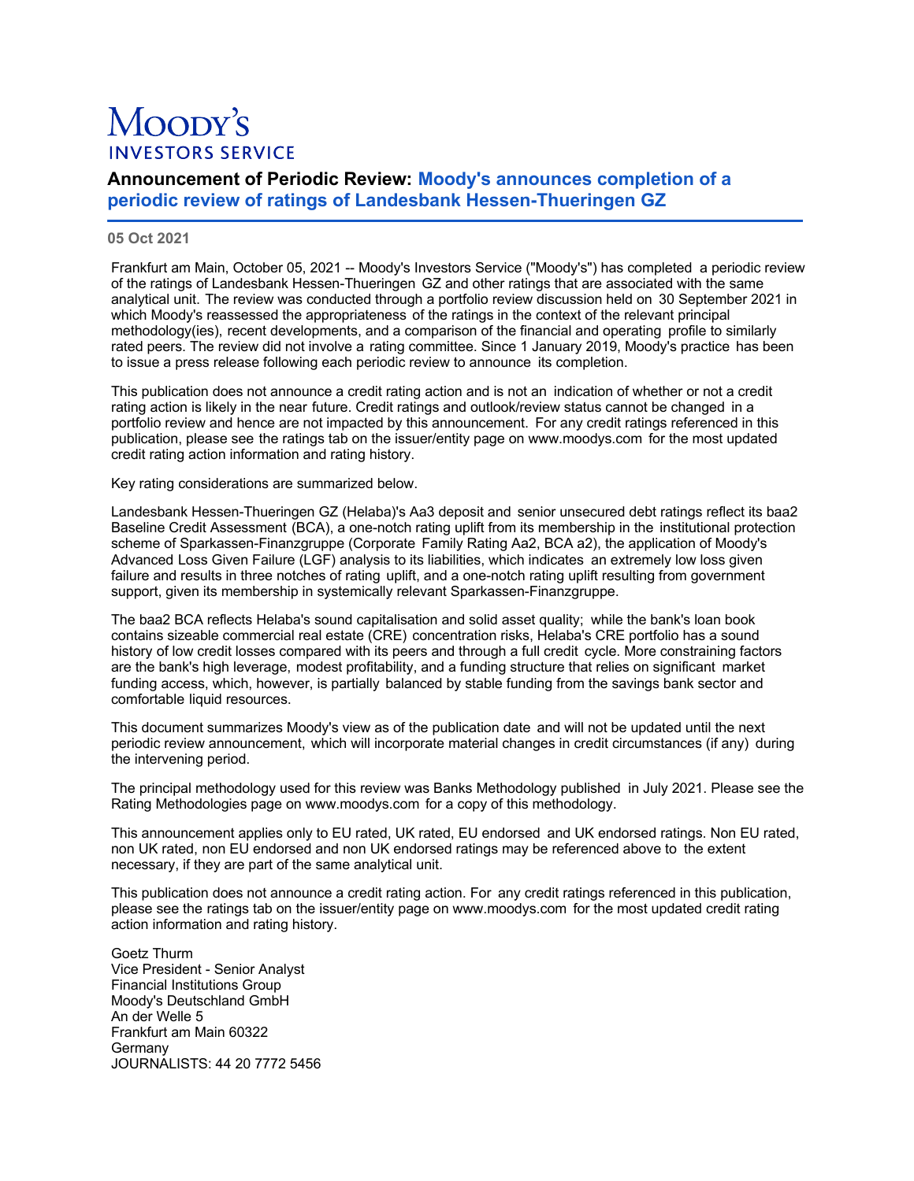Moody's
INVESTORS SERVICE

# Announcement of Periodic Review: Moody's announces completion of a periodic review of ratings of Landesbank Hessen-Thueringen GZ

**05 Oct 2021**

Frankfurt am Main, October 05, 2021 -- Moody's Investors Service ("Moody's") has completed a periodic review of the ratings of Landesbank Hessen-Thueringen GZ and other ratings that are associated with the same analytical unit. The review was conducted through a portfolio review discussion held on 30 September 2021 in which Moody's reassessed the appropriateness of the ratings in the context of the relevant principal methodology(ies), recent developments, and a comparison of the financial and operating profile to similarly rated peers. The review did not involve a rating committee. Since 1 January 2019, Moody's practice has been to issue a press release following each periodic review to announce its completion.

This publication does not announce a credit rating action and is not an indication of whether or not a credit rating action is likely in the near future. Credit ratings and outlook/review status cannot be changed in a portfolio review and hence are not impacted by this announcement. For any credit ratings referenced in this publication, please see the ratings tab on the issuer/entity page on www.moodys.com for the most updated credit rating action information and rating history.

Key rating considerations are summarized below.

Landesbank Hessen-Thueringen GZ (Helaba)'s Aa3 deposit and senior unsecured debt ratings reflect its baa2 Baseline Credit Assessment (BCA), a one-notch rating uplift from its membership in the institutional protection scheme of Sparkassen-Finanzgruppe (Corporate Family Rating Aa2, BCA a2), the application of Moody's Advanced Loss Given Failure (LGF) analysis to its liabilities, which indicates an extremely low loss given failure and results in three notches of rating uplift, and a one-notch rating uplift resulting from government support, given its membership in systemically relevant Sparkassen-Finanzgruppe.

The baa2 BCA reflects Helaba's sound capitalisation and solid asset quality; while the bank's loan book contains sizeable commercial real estate (CRE) concentration risks, Helaba's CRE portfolio has a sound history of low credit losses compared with its peers and through a full credit cycle. More constraining factors are the bank's high leverage, modest profitability, and a funding structure that relies on significant market funding access, which, however, is partially balanced by stable funding from the savings bank sector and comfortable liquid resources.

This document summarizes Moody's view as of the publication date and will not be updated until the next periodic review announcement, which will incorporate material changes in credit circumstances (if any) during the intervening period.

The principal methodology used for this review was Banks Methodology published in July 2021. Please see the Rating Methodologies page on www.moodys.com for a copy of this methodology.

This announcement applies only to EU rated, UK rated, EU endorsed and UK endorsed ratings. Non EU rated, non UK rated, non EU endorsed and non UK endorsed ratings may be referenced above to the extent necessary, if they are part of the same analytical unit.

This publication does not announce a credit rating action. For any credit ratings referenced in this publication, please see the ratings tab on the issuer/entity page on www.moodys.com for the most updated credit rating action information and rating history.

Goetz Thurm
Vice President - Senior Analyst
Financial Institutions Group
Moody's Deutschland GmbH
An der Welle 5
Frankfurt am Main 60322
Germany
JOURNALISTS: 44 20 7772 5456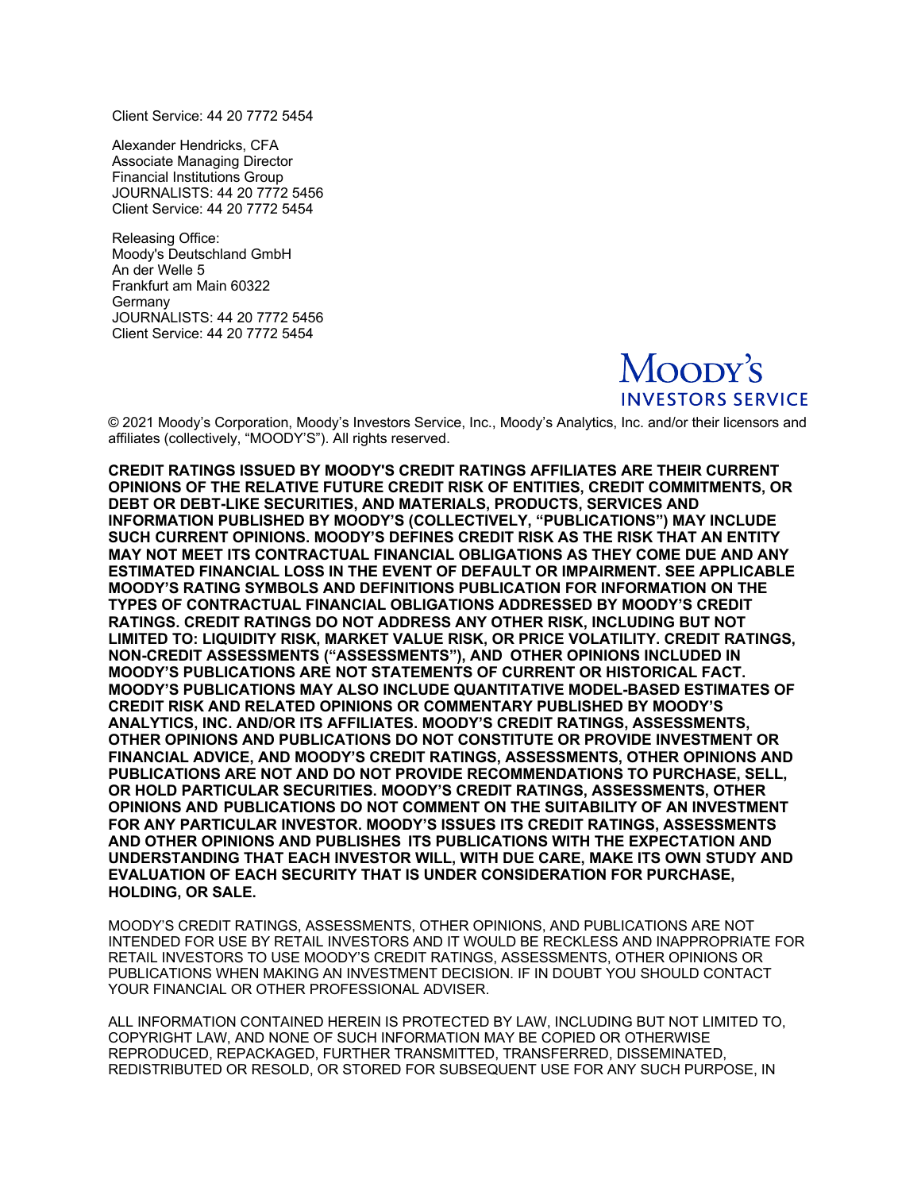Client Service: 44 20 7772 5454

Alexander Hendricks, CFA
Associate Managing Director
Financial Institutions Group
JOURNALISTS: 44 20 7772 5456
Client Service: 44 20 7772 5454

Releasing Office:
Moody's Deutschland GmbH
An der Welle 5
Frankfurt am Main 60322
Germany
JOURNALISTS: 44 20 7772 5456
Client Service: 44 20 7772 5454

MOODY'S INVESTORS SERVICE

© 2021 Moody's Corporation, Moody's Investors Service, Inc., Moody's Analytics, Inc. and/or their licensors and affiliates (collectively, "MOODY'S"). All rights reserved.

**CREDIT RATINGS ISSUED BY MOODY'S CREDIT RATINGS AFFILIATES ARE THEIR CURRENT OPINIONS OF THE RELATIVE FUTURE CREDIT RISK OF ENTITIES, CREDIT COMMITMENTS, OR DEBT OR DEBT-LIKE SECURITIES, AND MATERIALS, PRODUCTS, SERVICES AND INFORMATION PUBLISHED BY MOODY'S (COLLECTIVELY, "PUBLICATIONS") MAY INCLUDE SUCH CURRENT OPINIONS. MOODY'S DEFINES CREDIT RISK AS THE RISK THAT AN ENTITY MAY NOT MEET ITS CONTRACTUAL FINANCIAL OBLIGATIONS AS THEY COME DUE AND ANY ESTIMATED FINANCIAL LOSS IN THE EVENT OF DEFAULT OR IMPAIRMENT. SEE APPLICABLE MOODY'S RATING SYMBOLS AND DEFINITIONS PUBLICATION FOR INFORMATION ON THE TYPES OF CONTRACTUAL FINANCIAL OBLIGATIONS ADDRESSED BY MOODY'S CREDIT RATINGS. CREDIT RATINGS DO NOT ADDRESS ANY OTHER RISK, INCLUDING BUT NOT LIMITED TO: LIQUIDITY RISK, MARKET VALUE RISK, OR PRICE VOLATILITY. CREDIT RATINGS, NON-CREDIT ASSESSMENTS ("ASSESSMENTS"), AND OTHER OPINIONS INCLUDED IN MOODY'S PUBLICATIONS ARE NOT STATEMENTS OF CURRENT OR HISTORICAL FACT. MOODY'S PUBLICATIONS MAY ALSO INCLUDE QUANTITATIVE MODEL-BASED ESTIMATES OF CREDIT RISK AND RELATED OPINIONS OR COMMENTARY PUBLISHED BY MOODY'S ANALYTICS, INC. AND/OR ITS AFFILIATES. MOODY'S CREDIT RATINGS, ASSESSMENTS, OTHER OPINIONS AND PUBLICATIONS DO NOT CONSTITUTE OR PROVIDE INVESTMENT OR FINANCIAL ADVICE, AND MOODY'S CREDIT RATINGS, ASSESSMENTS, OTHER OPINIONS AND PUBLICATIONS ARE NOT AND DO NOT PROVIDE RECOMMENDATIONS TO PURCHASE, SELL, OR HOLD PARTICULAR SECURITIES. MOODY'S CREDIT RATINGS, ASSESSMENTS, OTHER OPINIONS AND PUBLICATIONS DO NOT COMMENT ON THE SUITABILITY OF AN INVESTMENT FOR ANY PARTICULAR INVESTOR. MOODY'S ISSUES ITS CREDIT RATINGS, ASSESSMENTS AND OTHER OPINIONS AND PUBLISHES ITS PUBLICATIONS WITH THE EXPECTATION AND UNDERSTANDING THAT EACH INVESTOR WILL, WITH DUE CARE, MAKE ITS OWN STUDY AND EVALUATION OF EACH SECURITY THAT IS UNDER CONSIDERATION FOR PURCHASE, HOLDING, OR SALE.**

MOODY'S CREDIT RATINGS, ASSESSMENTS, OTHER OPINIONS, AND PUBLICATIONS ARE NOT INTENDED FOR USE BY RETAIL INVESTORS AND IT WOULD BE RECKLESS AND INAPPROPRIATE FOR RETAIL INVESTORS TO USE MOODY'S CREDIT RATINGS, ASSESSMENTS, OTHER OPINIONS OR PUBLICATIONS WHEN MAKING AN INVESTMENT DECISION. IF IN DOUBT YOU SHOULD CONTACT YOUR FINANCIAL OR OTHER PROFESSIONAL ADVISER.

ALL INFORMATION CONTAINED HEREIN IS PROTECTED BY LAW, INCLUDING BUT NOT LIMITED TO, COPYRIGHT LAW, AND NONE OF SUCH INFORMATION MAY BE COPIED OR OTHERWISE REPRODUCED, REPACKAGED, FURTHER TRANSMITTED, TRANSFERRED, DISSEMINATED, REDISTRIBUTED OR RESOLD, OR STORED FOR SUBSEQUENT USE FOR ANY SUCH PURPOSE, IN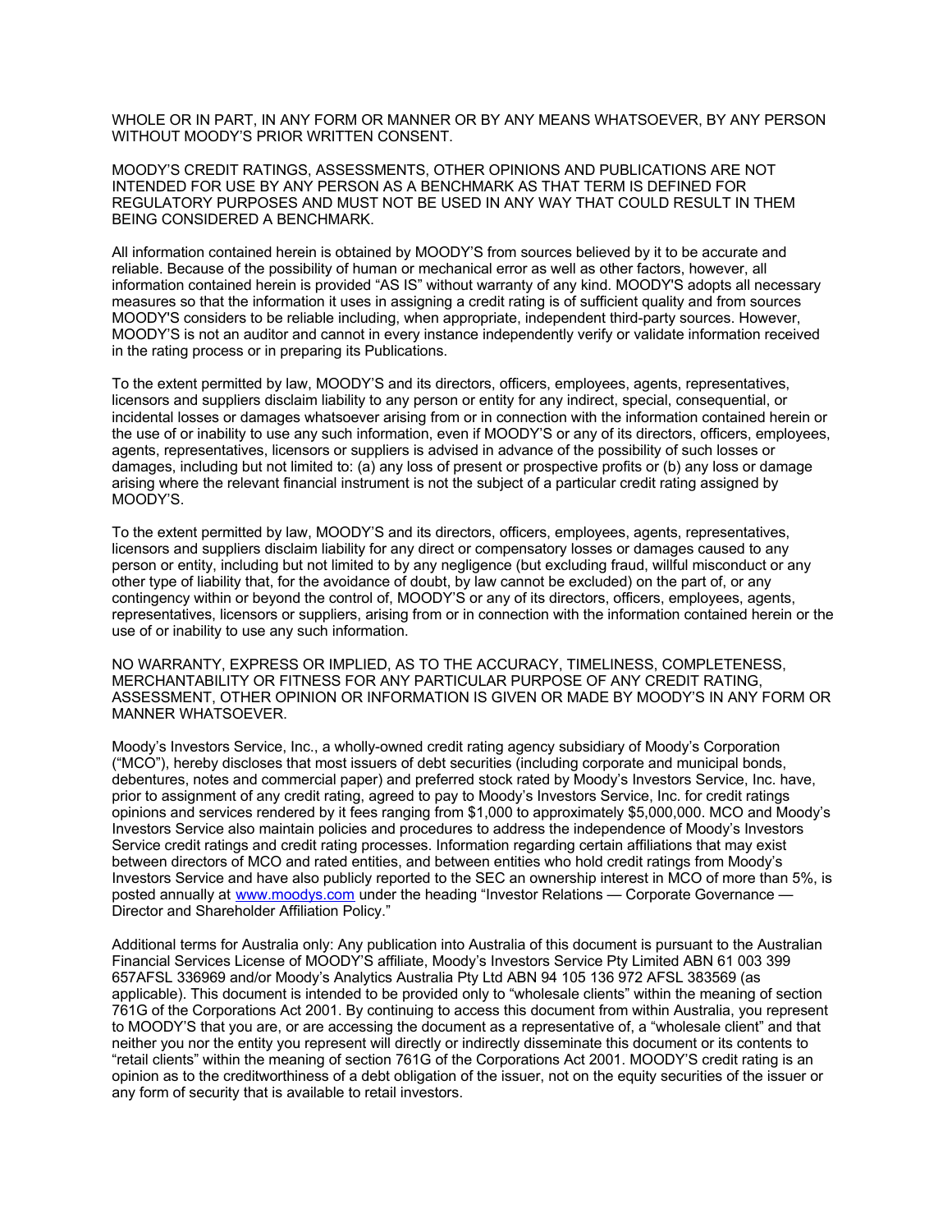WHOLE OR IN PART, IN ANY FORM OR MANNER OR BY ANY MEANS WHATSOEVER, BY ANY PERSON WITHOUT MOODY'S PRIOR WRITTEN CONSENT.

MOODY'S CREDIT RATINGS, ASSESSMENTS, OTHER OPINIONS AND PUBLICATIONS ARE NOT INTENDED FOR USE BY ANY PERSON AS A BENCHMARK AS THAT TERM IS DEFINED FOR REGULATORY PURPOSES AND MUST NOT BE USED IN ANY WAY THAT COULD RESULT IN THEM BEING CONSIDERED A BENCHMARK.

All information contained herein is obtained by MOODY'S from sources believed by it to be accurate and reliable. Because of the possibility of human or mechanical error as well as other factors, however, all information contained herein is provided "AS IS" without warranty of any kind. MOODY'S adopts all necessary measures so that the information it uses in assigning a credit rating is of sufficient quality and from sources MOODY'S considers to be reliable including, when appropriate, independent third-party sources. However, MOODY'S is not an auditor and cannot in every instance independently verify or validate information received in the rating process or in preparing its Publications.

To the extent permitted by law, MOODY'S and its directors, officers, employees, agents, representatives, licensors and suppliers disclaim liability to any person or entity for any indirect, special, consequential, or incidental losses or damages whatsoever arising from or in connection with the information contained herein or the use of or inability to use any such information, even if MOODY'S or any of its directors, officers, employees, agents, representatives, licensors or suppliers is advised in advance of the possibility of such losses or damages, including but not limited to: (a) any loss of present or prospective profits or (b) any loss or damage arising where the relevant financial instrument is not the subject of a particular credit rating assigned by MOODY'S.

To the extent permitted by law, MOODY'S and its directors, officers, employees, agents, representatives, licensors and suppliers disclaim liability for any direct or compensatory losses or damages caused to any person or entity, including but not limited to by any negligence (but excluding fraud, willful misconduct or any other type of liability that, for the avoidance of doubt, by law cannot be excluded) on the part of, or any contingency within or beyond the control of, MOODY'S or any of its directors, officers, employees, agents, representatives, licensors or suppliers, arising from or in connection with the information contained herein or the use of or inability to use any such information.

NO WARRANTY, EXPRESS OR IMPLIED, AS TO THE ACCURACY, TIMELINESS, COMPLETENESS, MERCHANTABILITY OR FITNESS FOR ANY PARTICULAR PURPOSE OF ANY CREDIT RATING, ASSESSMENT, OTHER OPINION OR INFORMATION IS GIVEN OR MADE BY MOODY'S IN ANY FORM OR MANNER WHATSOEVER.

Moody's Investors Service, Inc., a wholly-owned credit rating agency subsidiary of Moody's Corporation ("MCO"), hereby discloses that most issuers of debt securities (including corporate and municipal bonds, debentures, notes and commercial paper) and preferred stock rated by Moody's Investors Service, Inc. have, prior to assignment of any credit rating, agreed to pay to Moody's Investors Service, Inc. for credit ratings opinions and services rendered by it fees ranging from $1,000 to approximately $5,000,000. MCO and Moody's Investors Service also maintain policies and procedures to address the independence of Moody's Investors Service credit ratings and credit rating processes. Information regarding certain affiliations that may exist between directors of MCO and rated entities, and between entities who hold credit ratings from Moody's Investors Service and have also publicly reported to the SEC an ownership interest in MCO of more than 5%, is posted annually at www.moodys.com under the heading "Investor Relations — Corporate Governance — Director and Shareholder Affiliation Policy."

Additional terms for Australia only: Any publication into Australia of this document is pursuant to the Australian Financial Services License of MOODY'S affiliate, Moody's Investors Service Pty Limited ABN 61 003 399 657AFSL 336969 and/or Moody's Analytics Australia Pty Ltd ABN 94 105 136 972 AFSL 383569 (as applicable). This document is intended to be provided only to "wholesale clients" within the meaning of section 761G of the Corporations Act 2001. By continuing to access this document from within Australia, you represent to MOODY'S that you are, or are accessing the document as a representative of, a "wholesale client" and that neither you nor the entity you represent will directly or indirectly disseminate this document or its contents to "retail clients" within the meaning of section 761G of the Corporations Act 2001. MOODY'S credit rating is an opinion as to the creditworthiness of a debt obligation of the issuer, not on the equity securities of the issuer or any form of security that is available to retail investors.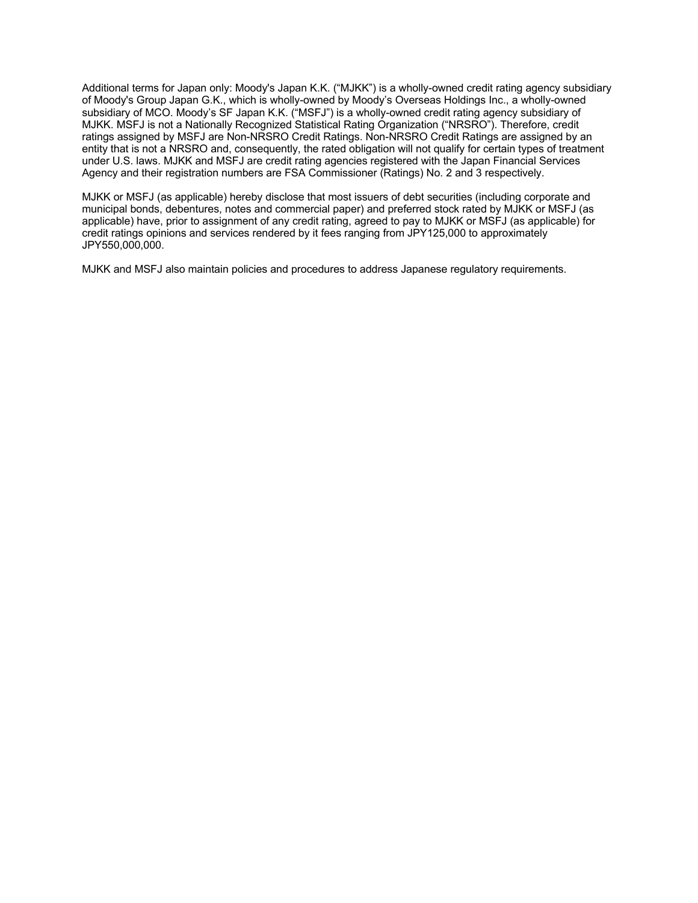Additional terms for Japan only: Moody's Japan K.K. ("MJKK") is a wholly-owned credit rating agency subsidiary of Moody's Group Japan G.K., which is wholly-owned by Moody's Overseas Holdings Inc., a wholly-owned subsidiary of MCO. Moody's SF Japan K.K. ("MSFJ") is a wholly-owned credit rating agency subsidiary of MJKK. MSFJ is not a Nationally Recognized Statistical Rating Organization ("NRSRO"). Therefore, credit ratings assigned by MSFJ are Non-NRSRO Credit Ratings. Non-NRSRO Credit Ratings are assigned by an entity that is not a NRSRO and, consequently, the rated obligation will not qualify for certain types of treatment under U.S. laws. MJKK and MSFJ are credit rating agencies registered with the Japan Financial Services Agency and their registration numbers are FSA Commissioner (Ratings) No. 2 and 3 respectively.

MJKK or MSFJ (as applicable) hereby disclose that most issuers of debt securities (including corporate and municipal bonds, debentures, notes and commercial paper) and preferred stock rated by MJKK or MSFJ (as applicable) have, prior to assignment of any credit rating, agreed to pay to MJKK or MSFJ (as applicable) for credit ratings opinions and services rendered by it fees ranging from JPY125,000 to approximately JPY550,000,000.

MJKK and MSFJ also maintain policies and procedures to address Japanese regulatory requirements.